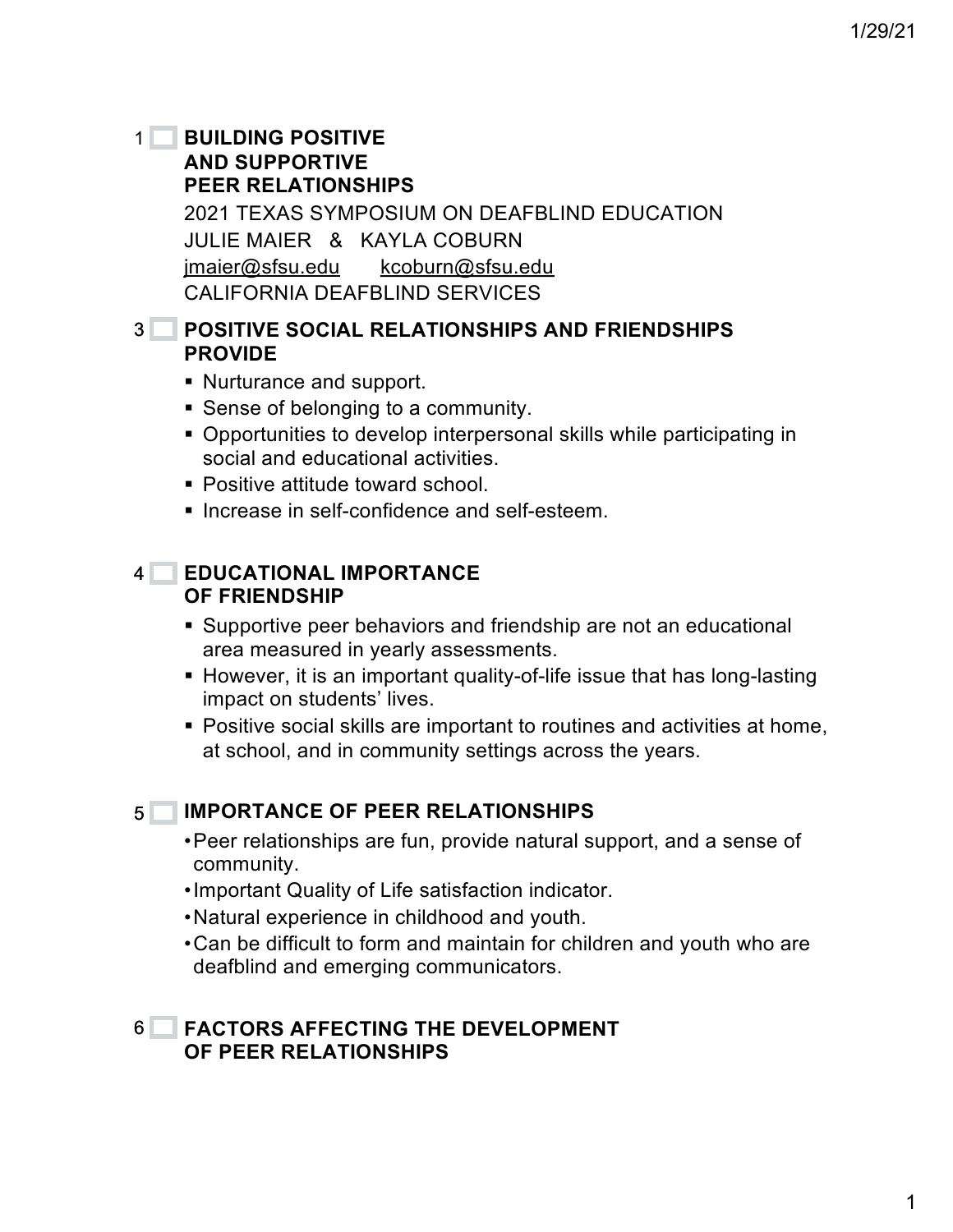## BUILDING POSITIVE AND SUPPORTIVE PEER RELATIONSHIPS

2021 TEXAS SYMPOSIUM ON DEAFBLIND EDUCATION

JULIE MAIER & KAYLA COBURN

jmaier@sfsu.edu kcoburn@sfsu.edu

CALIFORNIA DEAFBLIND SERVICES

## POSITIVE SOCIAL RELATIONSHIPS AND FRIENDSHIPS PROVIDE

- Nurturance and support.
- Sense of belonging to a community.
- Opportunities to develop interpersonal skills while participating in social and educational activities.
- Positive attitude toward school.
- Increase in self-confidence and self-esteem.

## EDUCATIONAL IMPORTANCE OF FRIENDSHIP

- Supportive peer behaviors and friendship are not an educational area measured in yearly assessments.
- However, it is an important quality-of-life issue that has long-lasting impact on students' lives.
- Positive social skills are important to routines and activities at home, at school, and in community settings across the years.

## IMPORTANCE OF PEER RELATIONSHIPS

- Peer relationships are fun, provide natural support, and a sense of community.
- Important Quality of Life satisfaction indicator.
- Natural experience in childhood and youth.
- Can be difficult to form and maintain for children and youth who are deafblind and emerging communicators.

## FACTORS AFFECTING THE DEVELOPMENT OF PEER RELATIONSHIPS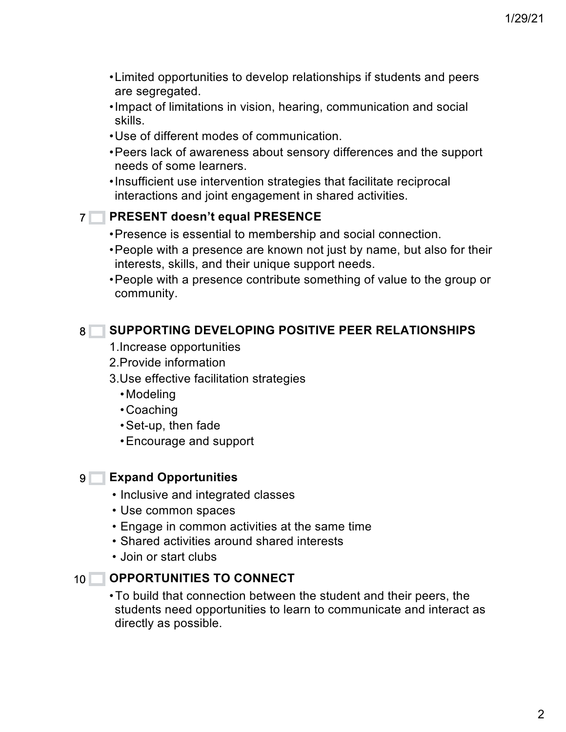- Limited opportunities to develop relationships if students and peers are segregated.
- Impact of limitations in vision, hearing, communication and social skills.
- Use of different modes of communication.
- Peers lack of awareness about sensory differences and the support needs of some learners.
- Insufficient use intervention strategies that facilitate reciprocal interactions and joint engagement in shared activities.

7

## PRESENT doesn't equal PRESENCE

- Presence is essential to membership and social connection.
- People with a presence are known not just by name, but also for their interests, skills, and their unique support needs.
- People with a presence contribute something of value to the group or community.

8

## SUPPORTING DEVELOPING POSITIVE PEER RELATIONSHIPS

1. Increase opportunities
2. Provide information
3. Use effective facilitation strategies
   - Modeling
   - Coaching
   - Set-up, then fade
   - Encourage and support

9

## Expand Opportunities

- Inclusive and integrated classes
- Use common spaces
- Engage in common activities at the same time
- Shared activities around shared interests
- Join or start clubs

10

## OPPORTUNITIES TO CONNECT

- To build that connection between the student and their peers, the students need opportunities to learn to communicate and interact as directly as possible.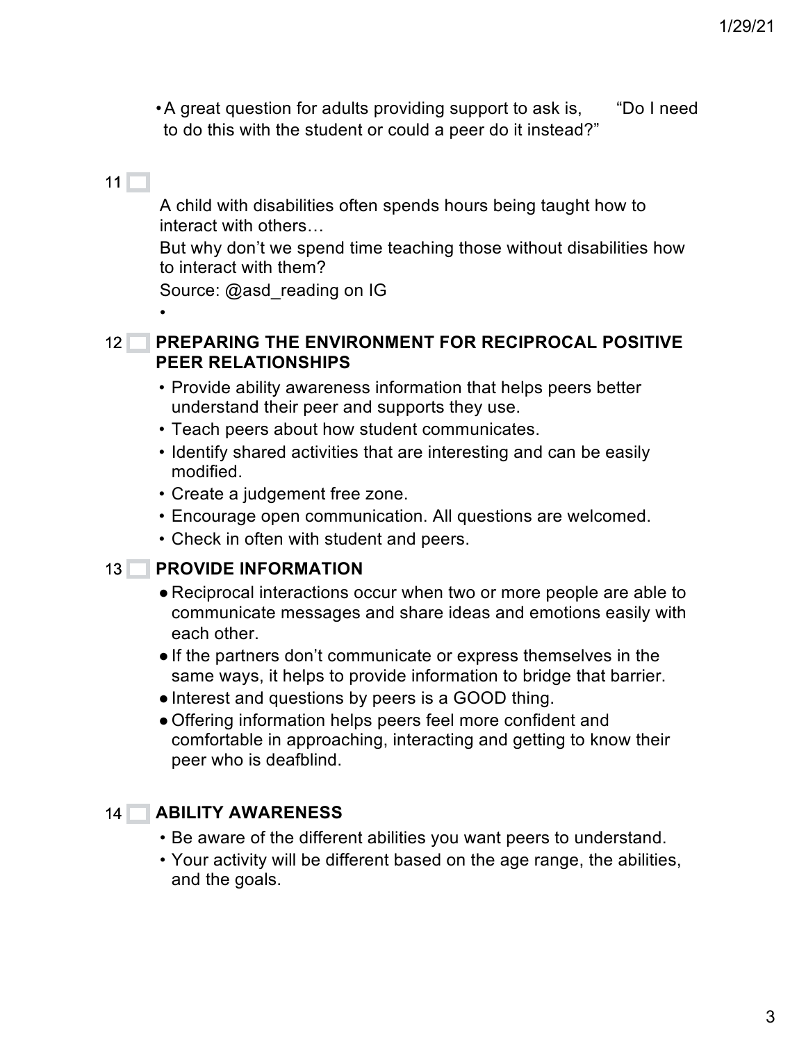- A great question for adults providing support to ask is, "Do I need to do this with the student or could a peer do it instead?"

11

A child with disabilities often spends hours being taught how to interact with others…

But why don't we spend time teaching those without disabilities how to interact with them?

Source: @asd_reading on IG

-

12 **PREPARING THE ENVIRONMENT FOR RECIPROCAL POSITIVE PEER RELATIONSHIPS**

- Provide ability awareness information that helps peers better understand their peer and supports they use.
- Teach peers about how student communicates.
- Identify shared activities that are interesting and can be easily modified.
- Create a judgement free zone.
- Encourage open communication. All questions are welcomed.
- Check in often with student and peers.

13 **PROVIDE INFORMATION**

- Reciprocal interactions occur when two or more people are able to communicate messages and share ideas and emotions easily with each other.
- If the partners don't communicate or express themselves in the same ways, it helps to provide information to bridge that barrier.
- Interest and questions by peers is a GOOD thing.
- Offering information helps peers feel more confident and comfortable in approaching, interacting and getting to know their peer who is deafblind.

14 **ABILITY AWARENESS**

- Be aware of the different abilities you want peers to understand.
- Your activity will be different based on the age range, the abilities, and the goals.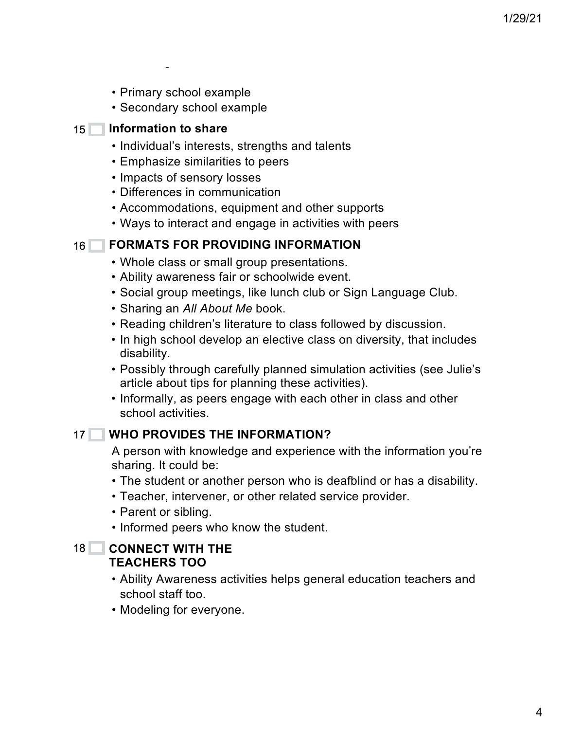- Primary school example
- Secondary school example

15 **Information to share**

- Individual's interests, strengths and talents
- Emphasize similarities to peers
- Impacts of sensory losses
- Differences in communication
- Accommodations, equipment and other supports
- Ways to interact and engage in activities with peers

16 **FORMATS FOR PROVIDING INFORMATION**

- Whole class or small group presentations.
- Ability awareness fair or schoolwide event.
- Social group meetings, like lunch club or Sign Language Club.
- Sharing an *All About Me* book.
- Reading children's literature to class followed by discussion.
- In high school develop an elective class on diversity, that includes disability.
- Possibly through carefully planned simulation activities (see Julie's article about tips for planning these activities).
- Informally, as peers engage with each other in class and other school activities.

17 **WHO PROVIDES THE INFORMATION?**

A person with knowledge and experience with the information you're sharing. It could be:

- The student or another person who is deafblind or has a disability.
- Teacher, intervener, or other related service provider.
- Parent or sibling.
- Informed peers who know the student.

18 **CONNECT WITH THE TEACHERS TOO**

- Ability Awareness activities helps general education teachers and school staff too.
- Modeling for everyone.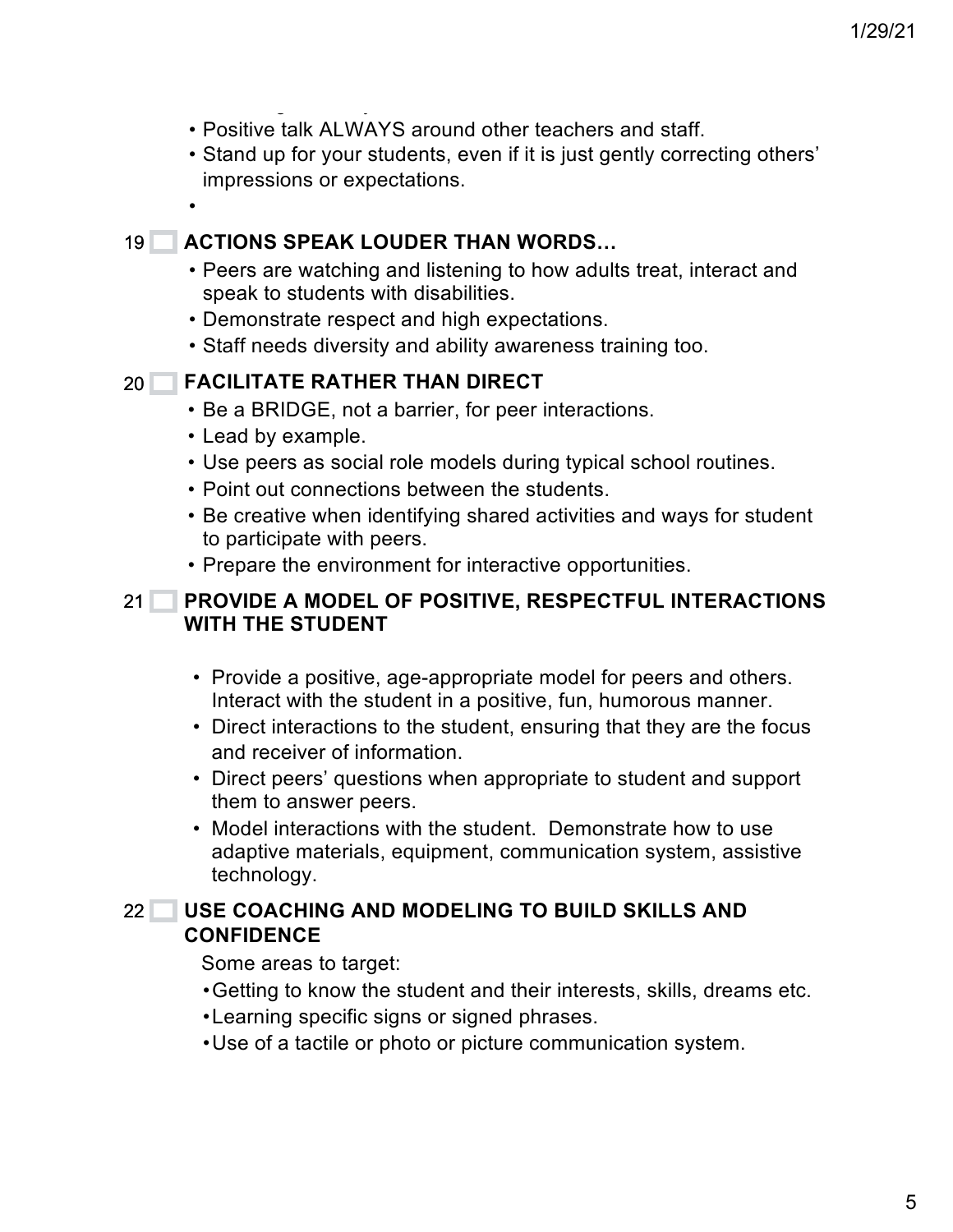- Positive talk ALWAYS around other teachers and staff.
- Stand up for your students, even if it is just gently correcting others' impressions or expectations.

## 19 ☐ ACTIONS SPEAK LOUDER THAN WORDS…

- Peers are watching and listening to how adults treat, interact and speak to students with disabilities.
- Demonstrate respect and high expectations.
- Staff needs diversity and ability awareness training too.

## 20 ☐ FACILITATE RATHER THAN DIRECT

- Be a BRIDGE, not a barrier, for peer interactions.
- Lead by example.
- Use peers as social role models during typical school routines.
- Point out connections between the students.
- Be creative when identifying shared activities and ways for student to participate with peers.
- Prepare the environment for interactive opportunities.

## 21 ☐ PROVIDE A MODEL OF POSITIVE, RESPECTFUL INTERACTIONS WITH THE STUDENT

- Provide a positive, age-appropriate model for peers and others. Interact with the student in a positive, fun, humorous manner.
- Direct interactions to the student, ensuring that they are the focus and receiver of information.
- Direct peers' questions when appropriate to student and support them to answer peers.
- Model interactions with the student. Demonstrate how to use adaptive materials, equipment, communication system, assistive technology.

## 22 ☐ USE COACHING AND MODELING TO BUILD SKILLS AND CONFIDENCE

Some areas to target:

- Getting to know the student and their interests, skills, dreams etc.
- Learning specific signs or signed phrases.
- Use of a tactile or photo or picture communication system.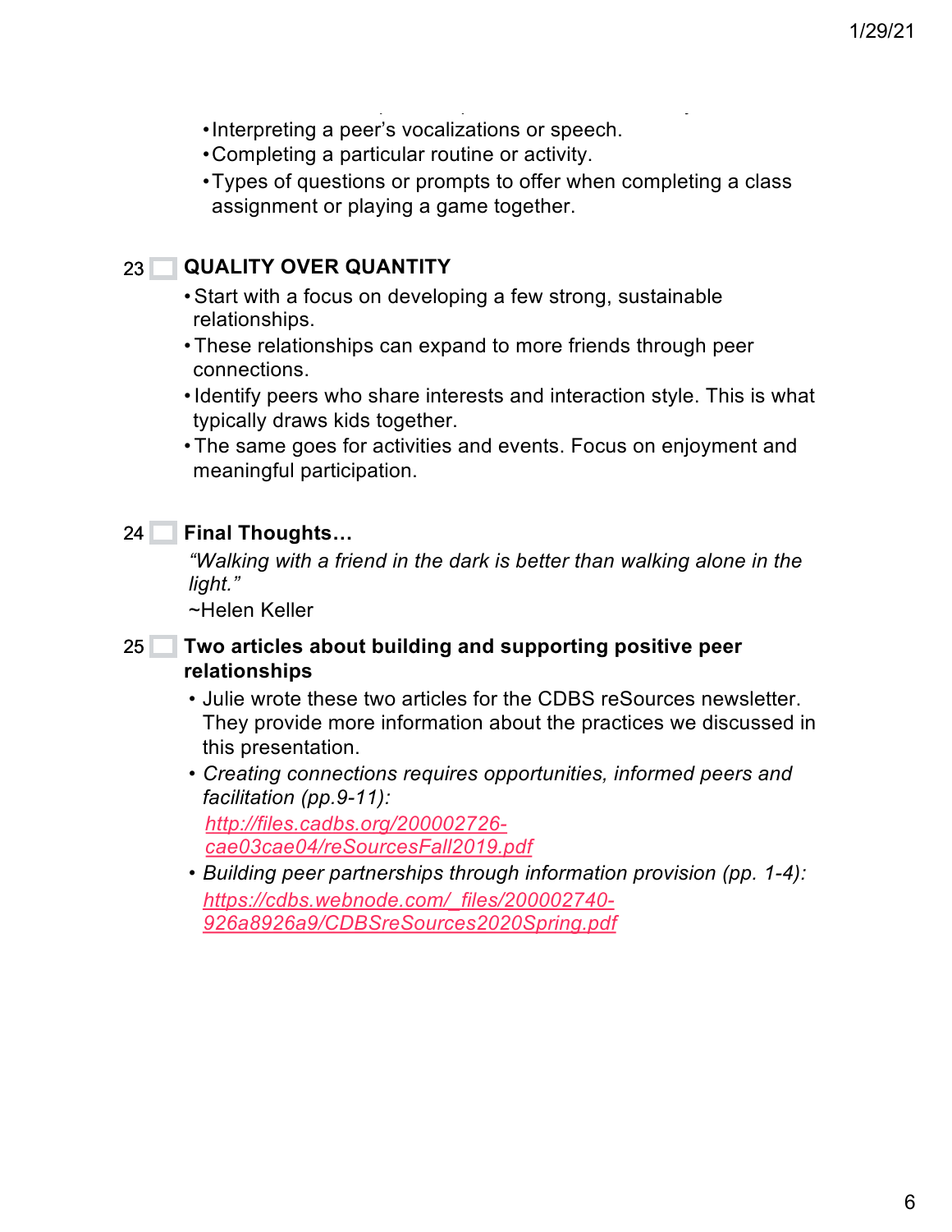- Interpreting a peer's vocalizations or speech.
- Completing a particular routine or activity.
- Types of questions or prompts to offer when completing a class assignment or playing a game together.

23 **QUALITY OVER QUANTITY**

- Start with a focus on developing a few strong, sustainable relationships.
- These relationships can expand to more friends through peer connections.
- Identify peers who share interests and interaction style. This is what typically draws kids together.
- The same goes for activities and events. Focus on enjoyment and meaningful participation.

24 **Final Thoughts…**

*"Walking with a friend in the dark is better than walking alone in the light."*
~Helen Keller

25 **Two articles about building and supporting positive peer relationships**

- Julie wrote these two articles for the CDBS reSources newsletter. They provide more information about the practices we discussed in this presentation.
- *Creating connections requires opportunities, informed peers and facilitation (pp.9-11):* http://files.cadbs.org/200002726-cae03cae04/reSourcesFall2019.pdf
- *Building peer partnerships through information provision (pp. 1-4):* https://cdbs.webnode.com/_files/200002740-926a8926a9/CDBSreSources2020Spring.pdf